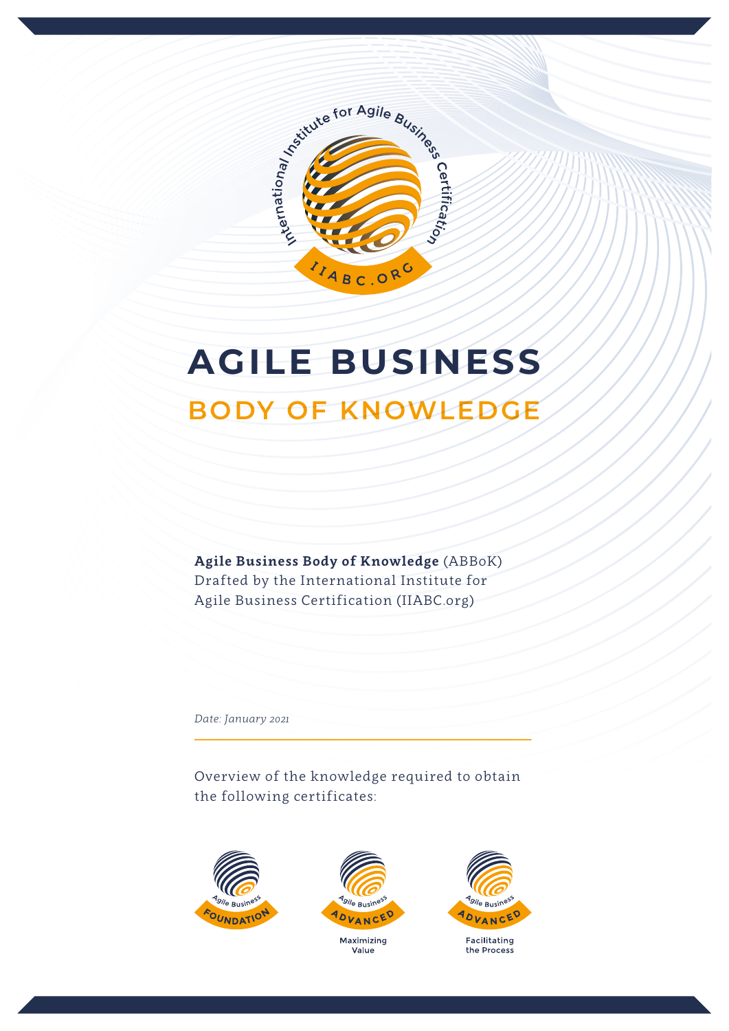# AGILE BUSINESS

## BODY OF KNOWLEDGE

**Agile Business Body of Knowledge** (ABBoK)
Drafted by the International Institute for Agile Business Certification (IIABC.org)

*Date: January 2021*

Overview of the knowledge required to obtain the following certificates:

Agile Business FOUNDATION

Agile Business ADVANCED
Maximizing Value

Agile Business ADVANCED
Facilitating the Process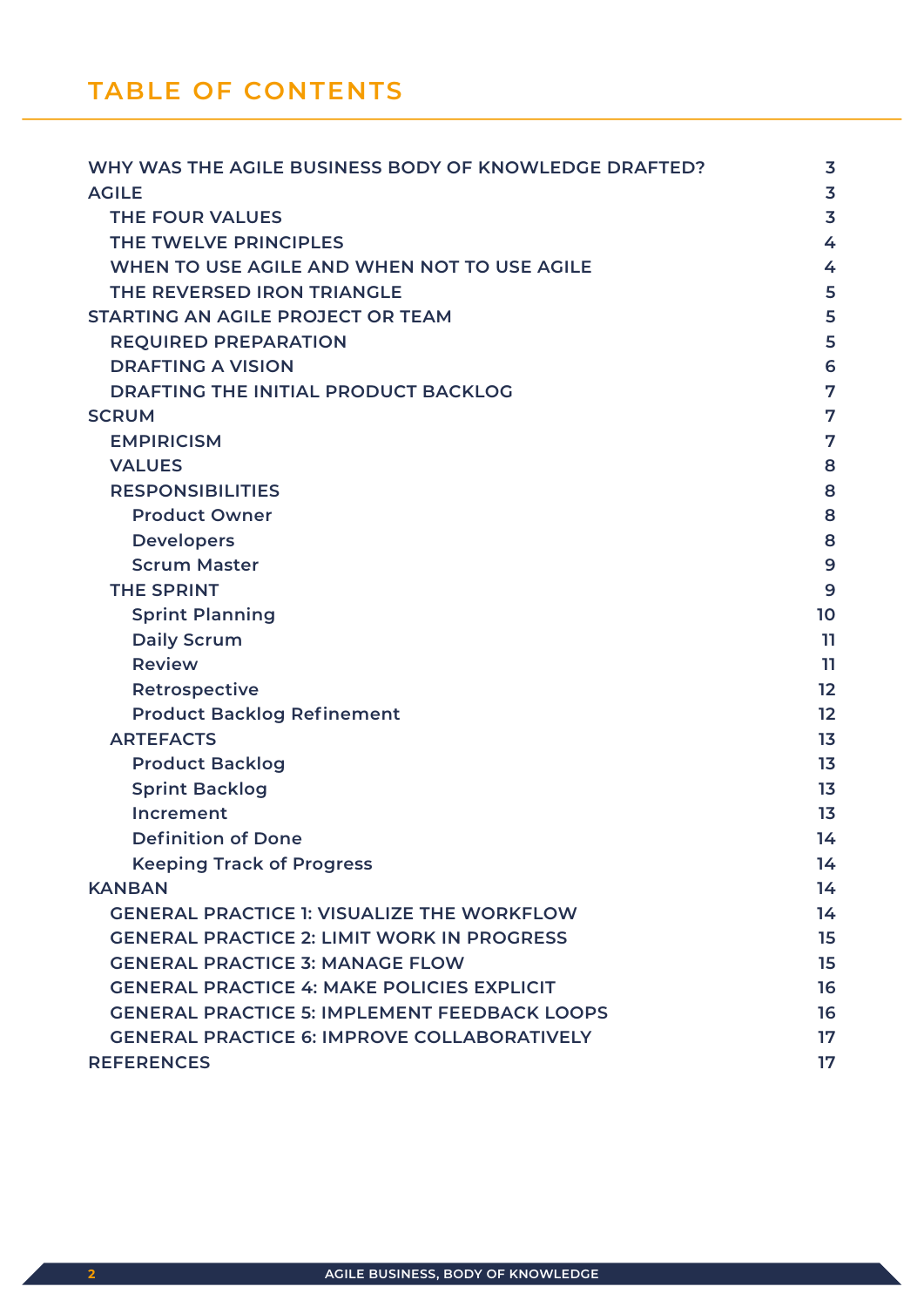# TABLE OF CONTENTS

- WHY WAS THE AGILE BUSINESS BODY OF KNOWLEDGE DRAFTED? 3
- AGILE 3
  - THE FOUR VALUES 3
  - THE TWELVE PRINCIPLES 4
  - WHEN TO USE AGILE AND WHEN NOT TO USE AGILE 4
  - THE REVERSED IRON TRIANGLE 5
- STARTING AN AGILE PROJECT OR TEAM 5
  - REQUIRED PREPARATION 5
  - DRAFTING A VISION 6
  - DRAFTING THE INITIAL PRODUCT BACKLOG 7
- SCRUM 7
  - EMPIRICISM 7
  - VALUES 8
  - RESPONSIBILITIES 8
    - Product Owner 8
    - Developers 8
    - Scrum Master 9
  - THE SPRINT 9
    - Sprint Planning 10
    - Daily Scrum 11
    - Review 11
    - Retrospective 12
    - Product Backlog Refinement 12
  - ARTEFACTS 13
    - Product Backlog 13
    - Sprint Backlog 13
    - Increment 13
    - Definition of Done 14
    - Keeping Track of Progress 14
- KANBAN 14
  - GENERAL PRACTICE 1: VISUALIZE THE WORKFLOW 14
  - GENERAL PRACTICE 2: LIMIT WORK IN PROGRESS 15
  - GENERAL PRACTICE 3: MANAGE FLOW 15
  - GENERAL PRACTICE 4: MAKE POLICIES EXPLICIT 16
  - GENERAL PRACTICE 5: IMPLEMENT FEEDBACK LOOPS 16
  - GENERAL PRACTICE 6: IMPROVE COLLABORATIVELY 17
- REFERENCES 17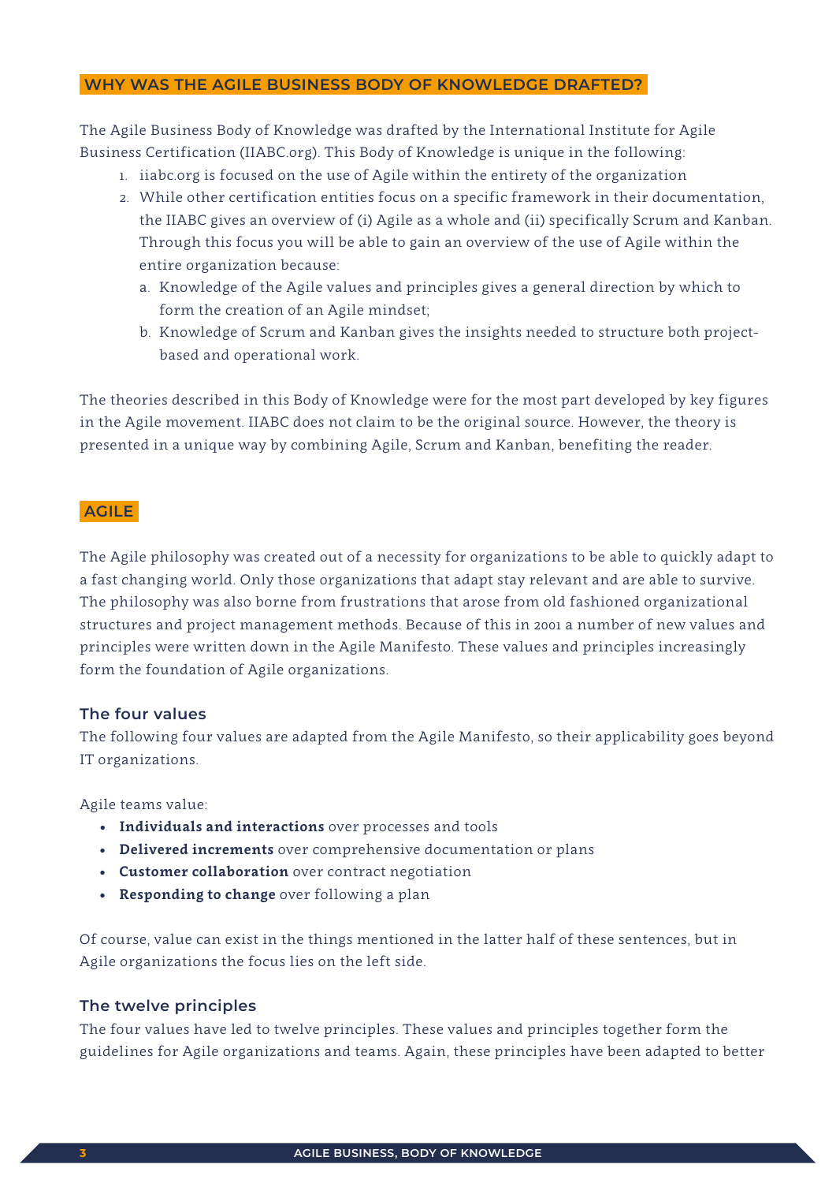## WHY WAS THE AGILE BUSINESS BODY OF KNOWLEDGE DRAFTED?

The Agile Business Body of Knowledge was drafted by the International Institute for Agile Business Certification (IIABC.org). This Body of Knowledge is unique in the following:

1. iiabc.org is focused on the use of Agile within the entirety of the organization
2. While other certification entities focus on a specific framework in their documentation, the IIABC gives an overview of (i) Agile as a whole and (ii) specifically Scrum and Kanban. Through this focus you will be able to gain an overview of the use of Agile within the entire organization because:
   a. Knowledge of the Agile values and principles gives a general direction by which to form the creation of an Agile mindset;
   b. Knowledge of Scrum and Kanban gives the insights needed to structure both project-based and operational work.

The theories described in this Body of Knowledge were for the most part developed by key figures in the Agile movement. IIABC does not claim to be the original source. However, the theory is presented in a unique way by combining Agile, Scrum and Kanban, benefiting the reader.

## AGILE

The Agile philosophy was created out of a necessity for organizations to be able to quickly adapt to a fast changing world. Only those organizations that adapt stay relevant and are able to survive. The philosophy was also borne from frustrations that arose from old fashioned organizational structures and project management methods. Because of this in 2001 a number of new values and principles were written down in the Agile Manifesto. These values and principles increasingly form the foundation of Agile organizations.

### The four values

The following four values are adapted from the Agile Manifesto, so their applicability goes beyond IT organizations.

Agile teams value:

- **Individuals and interactions** over processes and tools
- **Delivered increments** over comprehensive documentation or plans
- **Customer collaboration** over contract negotiation
- **Responding to change** over following a plan

Of course, value can exist in the things mentioned in the latter half of these sentences, but in Agile organizations the focus lies on the left side.

### The twelve principles

The four values have led to twelve principles. These values and principles together form the guidelines for Agile organizations and teams. Again, these principles have been adapted to better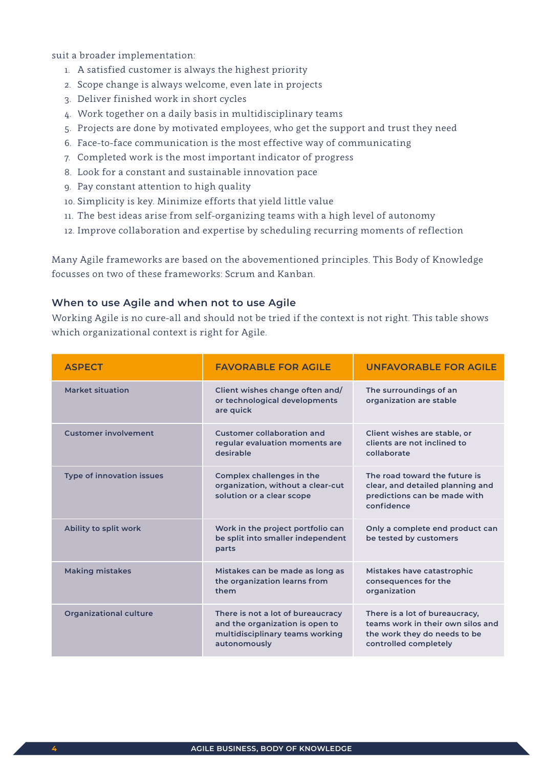suit a broader implementation:

1. A satisfied customer is always the highest priority
2. Scope change is always welcome, even late in projects
3. Deliver finished work in short cycles
4. Work together on a daily basis in multidisciplinary teams
5. Projects are done by motivated employees, who get the support and trust they need
6. Face-to-face communication is the most effective way of communicating
7. Completed work is the most important indicator of progress
8. Look for a constant and sustainable innovation pace
9. Pay constant attention to high quality
10. Simplicity is key. Minimize efforts that yield little value
11. The best ideas arise from self-organizing teams with a high level of autonomy
12. Improve collaboration and expertise by scheduling recurring moments of reflection

Many Agile frameworks are based on the abovementioned principles. This Body of Knowledge focusses on two of these frameworks: Scrum and Kanban.

### When to use Agile and when not to use Agile

Working Agile is no cure-all and should not be tried if the context is not right. This table shows which organizational context is right for Agile.

| ASPECT | FAVORABLE FOR AGILE | UNFAVORABLE FOR AGILE |
|---|---|---|
| Market situation | Client wishes change often and/ or technological developments are quick | The surroundings of an organization are stable |
| Customer involvement | Customer collaboration and regular evaluation moments are desirable | Client wishes are stable, or clients are not inclined to collaborate |
| Type of innovation issues | Complex challenges in the organization, without a clear-cut solution or a clear scope | The road toward the future is clear, and detailed planning and predictions can be made with confidence |
| Ability to split work | Work in the project portfolio can be split into smaller independent parts | Only a complete end product can be tested by customers |
| Making mistakes | Mistakes can be made as long as the organization learns from them | Mistakes have catastrophic consequences for the organization |
| Organizational culture | There is not a lot of bureaucracy and the organization is open to multidisciplinary teams working autonomously | There is a lot of bureaucracy, teams work in their own silos and the work they do needs to be controlled completely |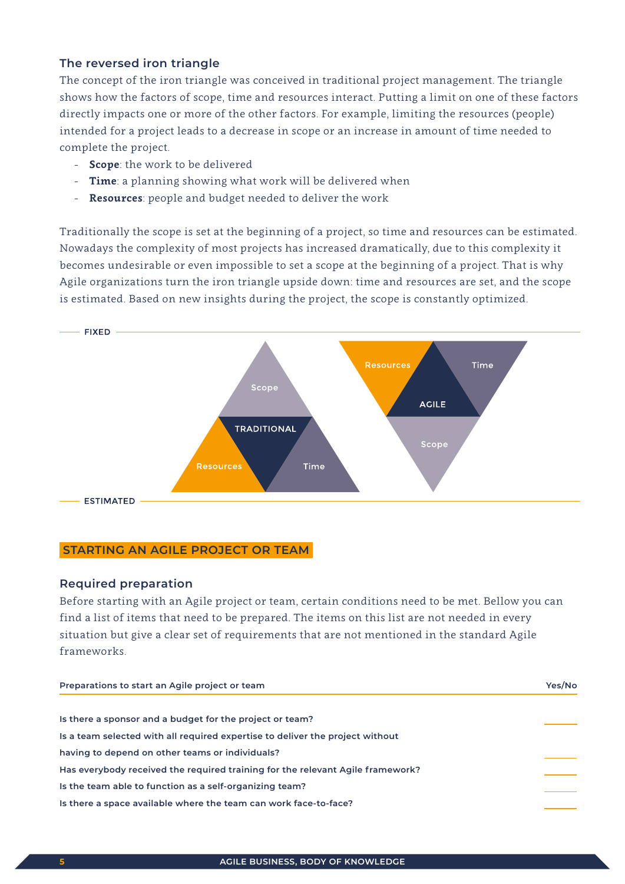### The reversed iron triangle

The concept of the iron triangle was conceived in traditional project management. The triangle shows how the factors of scope, time and resources interact. Putting a limit on one of these factors directly impacts one or more of the other factors. For example, limiting the resources (people) intended for a project leads to a decrease in scope or an increase in amount of time needed to complete the project.

- **Scope**: the work to be delivered
- **Time**: a planning showing what work will be delivered when
- **Resources**: people and budget needed to deliver the work

Traditionally the scope is set at the beginning of a project, so time and resources can be estimated. Nowadays the complexity of most projects has increased dramatically, due to this complexity it becomes undesirable or even impossible to set a scope at the beginning of a project. That is why Agile organizations turn the iron triangle upside down: time and resources are set, and the scope is estimated. Based on new insights during the project, the scope is constantly optimized.

FIXED

Scope — TRADITIONAL — Resources — Time

Resources — Time — AGILE — Scope

ESTIMATED

## STARTING AN AGILE PROJECT OR TEAM

### Required preparation

Before starting with an Agile project or team, certain conditions need to be met. Bellow you can find a list of items that need to be prepared. The items on this list are not needed in every situation but give a clear set of requirements that are not mentioned in the standard Agile frameworks.

| Preparations to start an Agile project or team | Yes/No |
|---|---|
| Is there a sponsor and a budget for the project or team? | |
| Is a team selected with all required expertise to deliver the project without having to depend on other teams or individuals? | |
| Has everybody received the required training for the relevant Agile framework? | |
| Is the team able to function as a self-organizing team? | |
| Is there a space available where the team can work face-to-face? | |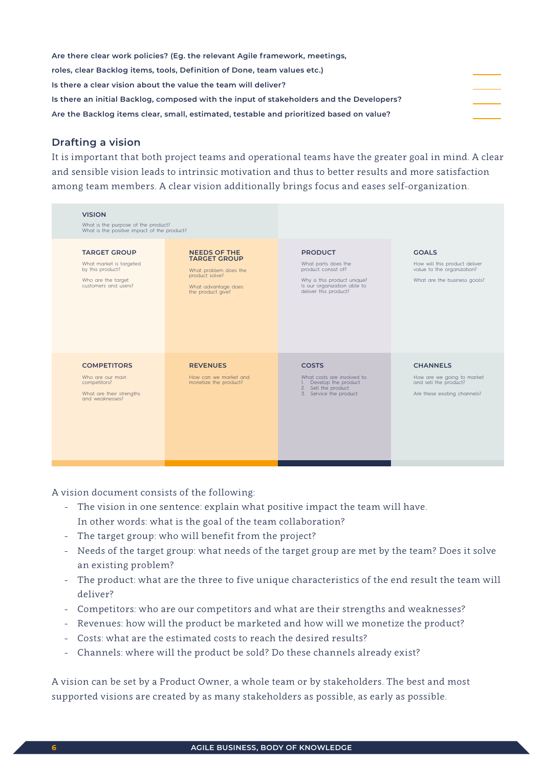**Are there clear work policies? (Eg. the relevant Agile framework, meetings, roles, clear Backlog items, tools, Definition of Done, team values etc.)** \_\_\_\_\_

**Is there a clear vision about the value the team will deliver?** \_\_\_\_\_

**Is there an initial Backlog, composed with the input of stakeholders and the Developers?** \_\_\_\_\_

**Are the Backlog items clear, small, estimated, testable and prioritized based on value?** \_\_\_\_\_

## Drafting a vision

It is important that both project teams and operational teams have the greater goal in mind. A clear and sensible vision leads to intrinsic motivation and thus to better results and more satisfaction among team members. A clear vision additionally brings focus and eases self-organization.

| VISION<br>What is the purpose of the product?<br>What is the positive impact of the product? | | | |
|---|---|---|---|
| **TARGET GROUP**<br>What market is targeted by this product?<br>Who are the target customers and users? | **NEEDS OF THE TARGET GROUP**<br>What problem does the product solve?<br>What advantage does the product give? | **PRODUCT**<br>What parts does the product consist of?<br>Why is this product unique? Is our organization able to deliver this product? | **GOALS**<br>How will this product deliver value to the organization?<br>What are the business goals? |
| **COMPETITORS**<br>Who are our main competitors?<br>What are their strengths and weaknesses? | **REVENUES**<br>How can we market and monetize the product? | **COSTS**<br>What costs are involved to:<br>1. Develop the product<br>2. Sell the product<br>3. Service the product | **CHANNELS**<br>How are we going to market and sell the product?<br>Are these existing channels? |

A vision document consists of the following:

- The vision in one sentence: explain what positive impact the team will have. In other words: what is the goal of the team collaboration?
- The target group: who will benefit from the project?
- Needs of the target group: what needs of the target group are met by the team? Does it solve an existing problem?
- The product: what are the three to five unique characteristics of the end result the team will deliver?
- Competitors: who are our competitors and what are their strengths and weaknesses?
- Revenues: how will the product be marketed and how will we monetize the product?
- Costs: what are the estimated costs to reach the desired results?
- Channels: where will the product be sold? Do these channels already exist?

A vision can be set by a Product Owner, a whole team or by stakeholders. The best and most supported visions are created by as many stakeholders as possible, as early as possible.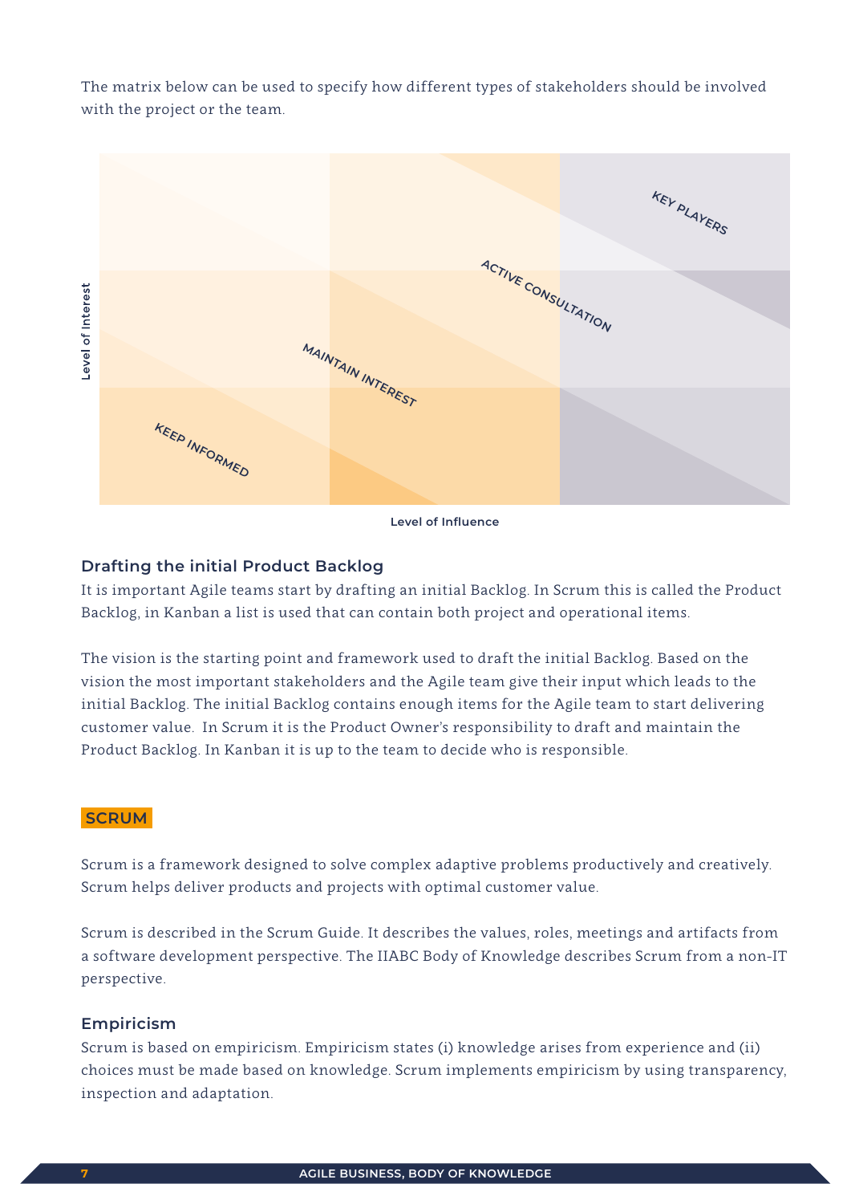The matrix below can be used to specify how different types of stakeholders should be involved with the project or the team.

Level of Interest

KEY PLAYERS

ACTIVE CONSULTATION

MAINTAIN INTEREST

KEEP INFORMED

Level of Influence

### Drafting the initial Product Backlog

It is important Agile teams start by drafting an initial Backlog. In Scrum this is called the Product Backlog, in Kanban a list is used that can contain both project and operational items.

The vision is the starting point and framework used to draft the initial Backlog. Based on the vision the most important stakeholders and the Agile team give their input which leads to the initial Backlog. The initial Backlog contains enough items for the Agile team to start delivering customer value. In Scrum it is the Product Owner's responsibility to draft and maintain the Product Backlog. In Kanban it is up to the team to decide who is responsible.

## SCRUM

Scrum is a framework designed to solve complex adaptive problems productively and creatively. Scrum helps deliver products and projects with optimal customer value.

Scrum is described in the Scrum Guide. It describes the values, roles, meetings and artifacts from a software development perspective. The IIABC Body of Knowledge describes Scrum from a non-IT perspective.

### Empiricism

Scrum is based on empiricism. Empiricism states (i) knowledge arises from experience and (ii) choices must be made based on knowledge. Scrum implements empiricism by using transparency, inspection and adaptation.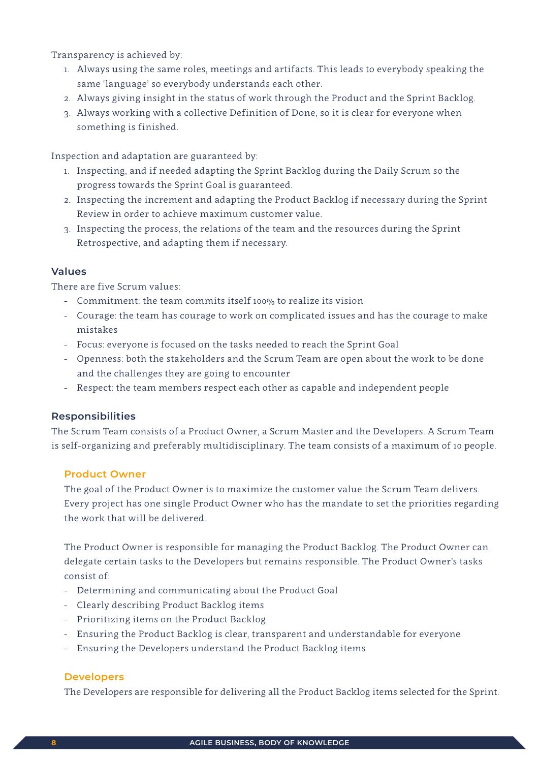Transparency is achieved by:

1. Always using the same roles, meetings and artifacts. This leads to everybody speaking the same 'language' so everybody understands each other.
2. Always giving insight in the status of work through the Product and the Sprint Backlog.
3. Always working with a collective Definition of Done, so it is clear for everyone when something is finished.

Inspection and adaptation are guaranteed by:

1. Inspecting, and if needed adapting the Sprint Backlog during the Daily Scrum so the progress towards the Sprint Goal is guaranteed.
2. Inspecting the increment and adapting the Product Backlog if necessary during the Sprint Review in order to achieve maximum customer value.
3. Inspecting the process, the relations of the team and the resources during the Sprint Retrospective, and adapting them if necessary.

### Values

There are five Scrum values:

- Commitment: the team commits itself 100% to realize its vision
- Courage: the team has courage to work on complicated issues and has the courage to make mistakes
- Focus: everyone is focused on the tasks needed to reach the Sprint Goal
- Openness: both the stakeholders and the Scrum Team are open about the work to be done and the challenges they are going to encounter
- Respect: the team members respect each other as capable and independent people

### Responsibilities

The Scrum Team consists of a Product Owner, a Scrum Master and the Developers. A Scrum Team is self-organizing and preferably multidisciplinary. The team consists of a maximum of 10 people.

#### Product Owner

The goal of the Product Owner is to maximize the customer value the Scrum Team delivers. Every project has one single Product Owner who has the mandate to set the priorities regarding the work that will be delivered.

The Product Owner is responsible for managing the Product Backlog. The Product Owner can delegate certain tasks to the Developers but remains responsible. The Product Owner's tasks consist of:

- Determining and communicating about the Product Goal
- Clearly describing Product Backlog items
- Prioritizing items on the Product Backlog
- Ensuring the Product Backlog is clear, transparent and understandable for everyone
- Ensuring the Developers understand the Product Backlog items

#### Developers

The Developers are responsible for delivering all the Product Backlog items selected for the Sprint.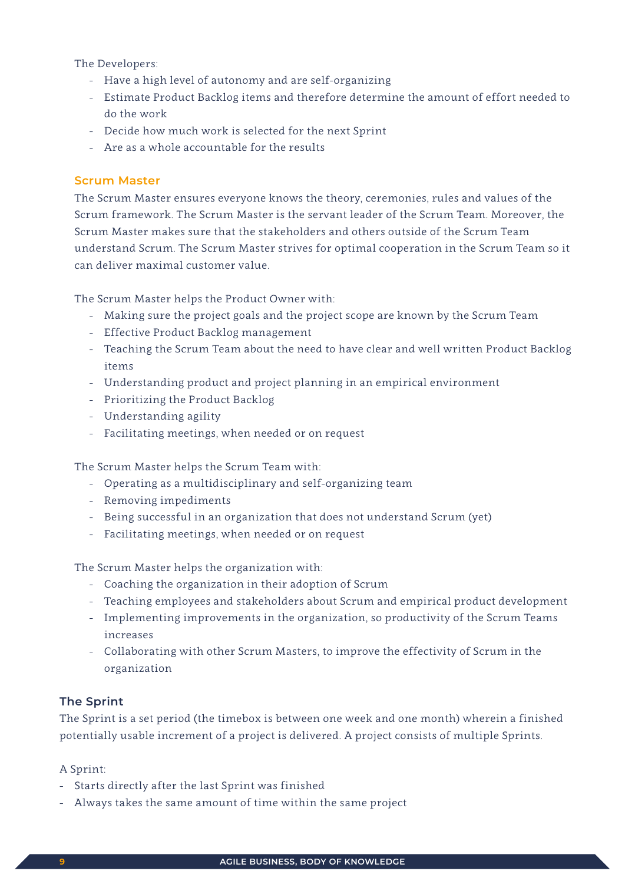The Developers:

- Have a high level of autonomy and are self-organizing
- Estimate Product Backlog items and therefore determine the amount of effort needed to do the work
- Decide how much work is selected for the next Sprint
- Are as a whole accountable for the results

### Scrum Master

The Scrum Master ensures everyone knows the theory, ceremonies, rules and values of the Scrum framework. The Scrum Master is the servant leader of the Scrum Team. Moreover, the Scrum Master makes sure that the stakeholders and others outside of the Scrum Team understand Scrum. The Scrum Master strives for optimal cooperation in the Scrum Team so it can deliver maximal customer value.

The Scrum Master helps the Product Owner with:

- Making sure the project goals and the project scope are known by the Scrum Team
- Effective Product Backlog management
- Teaching the Scrum Team about the need to have clear and well written Product Backlog items
- Understanding product and project planning in an empirical environment
- Prioritizing the Product Backlog
- Understanding agility
- Facilitating meetings, when needed or on request

The Scrum Master helps the Scrum Team with:

- Operating as a multidisciplinary and self-organizing team
- Removing impediments
- Being successful in an organization that does not understand Scrum (yet)
- Facilitating meetings, when needed or on request

The Scrum Master helps the organization with:

- Coaching the organization in their adoption of Scrum
- Teaching employees and stakeholders about Scrum and empirical product development
- Implementing improvements in the organization, so productivity of the Scrum Teams increases
- Collaborating with other Scrum Masters, to improve the effectivity of Scrum in the organization

## The Sprint

The Sprint is a set period (the timebox is between one week and one month) wherein a finished potentially usable increment of a project is delivered. A project consists of multiple Sprints.

A Sprint:

- Starts directly after the last Sprint was finished
- Always takes the same amount of time within the same project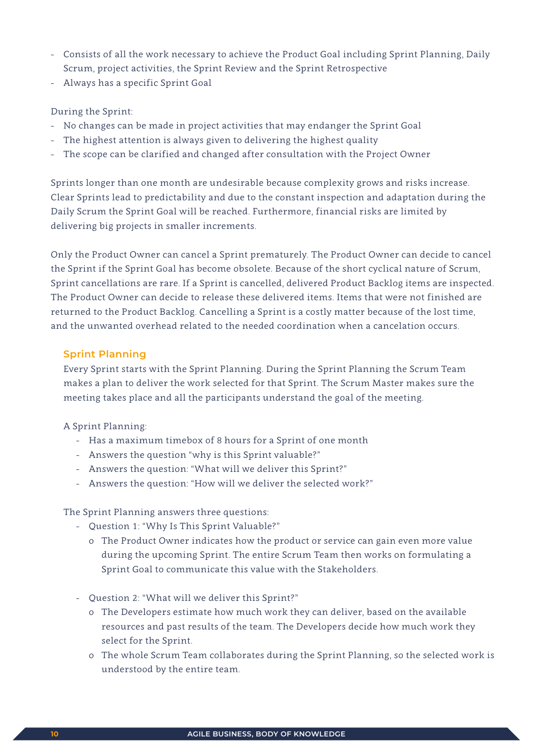- Consists of all the work necessary to achieve the Product Goal including Sprint Planning, Daily Scrum, project activities, the Sprint Review and the Sprint Retrospective
- Always has a specific Sprint Goal

During the Sprint:

- No changes can be made in project activities that may endanger the Sprint Goal
- The highest attention is always given to delivering the highest quality
- The scope can be clarified and changed after consultation with the Project Owner

Sprints longer than one month are undesirable because complexity grows and risks increase. Clear Sprints lead to predictability and due to the constant inspection and adaptation during the Daily Scrum the Sprint Goal will be reached. Furthermore, financial risks are limited by delivering big projects in smaller increments.

Only the Product Owner can cancel a Sprint prematurely. The Product Owner can decide to cancel the Sprint if the Sprint Goal has become obsolete. Because of the short cyclical nature of Scrum, Sprint cancellations are rare. If a Sprint is cancelled, delivered Product Backlog items are inspected. The Product Owner can decide to release these delivered items. Items that were not finished are returned to the Product Backlog. Cancelling a Sprint is a costly matter because of the lost time, and the unwanted overhead related to the needed coordination when a cancelation occurs.

### Sprint Planning

Every Sprint starts with the Sprint Planning. During the Sprint Planning the Scrum Team makes a plan to deliver the work selected for that Sprint. The Scrum Master makes sure the meeting takes place and all the participants understand the goal of the meeting.

A Sprint Planning:

- Has a maximum timebox of 8 hours for a Sprint of one month
- Answers the question "why is this Sprint valuable?"
- Answers the question: "What will we deliver this Sprint?"
- Answers the question: "How will we deliver the selected work?"

The Sprint Planning answers three questions:

- Question 1: "Why Is This Sprint Valuable?"
  - The Product Owner indicates how the product or service can gain even more value during the upcoming Sprint. The entire Scrum Team then works on formulating a Sprint Goal to communicate this value with the Stakeholders.
- Question 2: "What will we deliver this Sprint?"
  - The Developers estimate how much work they can deliver, based on the available resources and past results of the team. The Developers decide how much work they select for the Sprint.
  - The whole Scrum Team collaborates during the Sprint Planning, so the selected work is understood by the entire team.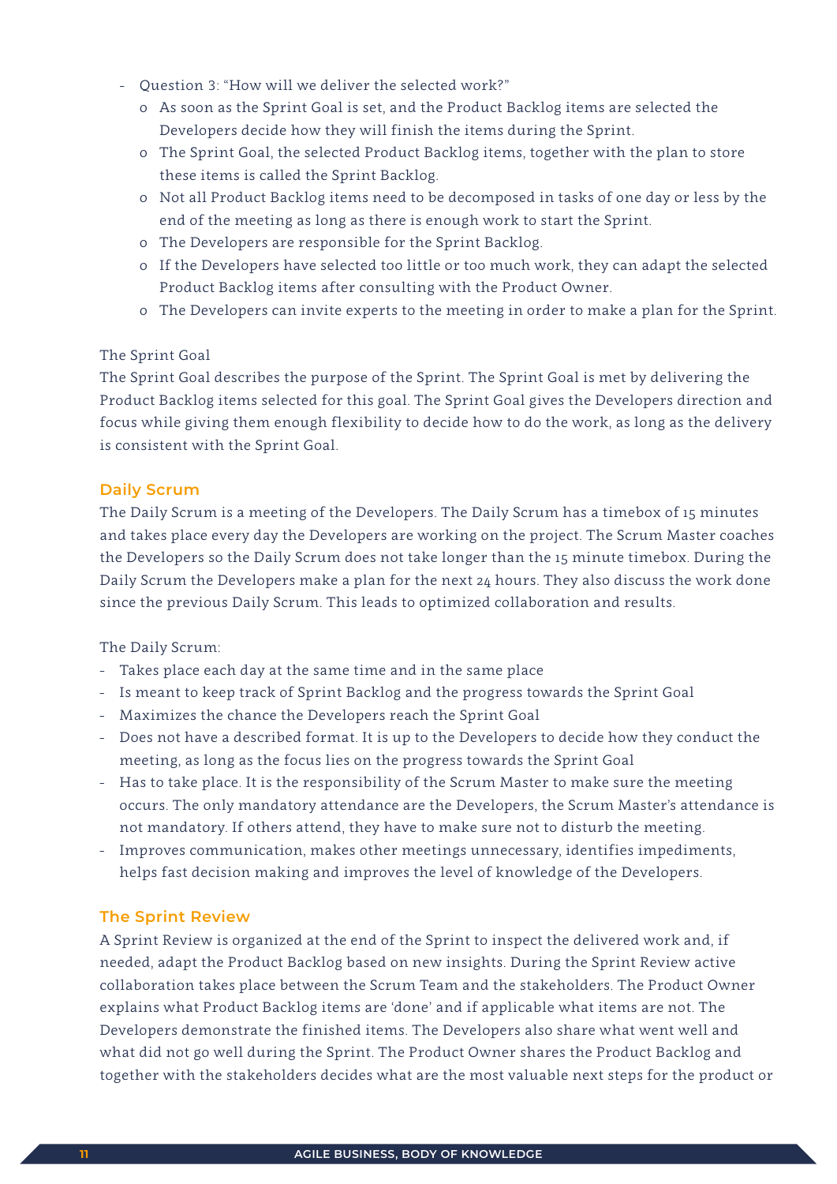- Question 3: "How will we deliver the selected work?"
  - As soon as the Sprint Goal is set, and the Product Backlog items are selected the Developers decide how they will finish the items during the Sprint.
  - The Sprint Goal, the selected Product Backlog items, together with the plan to store these items is called the Sprint Backlog.
  - Not all Product Backlog items need to be decomposed in tasks of one day or less by the end of the meeting as long as there is enough work to start the Sprint.
  - The Developers are responsible for the Sprint Backlog.
  - If the Developers have selected too little or too much work, they can adapt the selected Product Backlog items after consulting with the Product Owner.
  - The Developers can invite experts to the meeting in order to make a plan for the Sprint.

The Sprint Goal
The Sprint Goal describes the purpose of the Sprint. The Sprint Goal is met by delivering the Product Backlog items selected for this goal. The Sprint Goal gives the Developers direction and focus while giving them enough flexibility to decide how to do the work, as long as the delivery is consistent with the Sprint Goal.

## Daily Scrum

The Daily Scrum is a meeting of the Developers. The Daily Scrum has a timebox of 15 minutes and takes place every day the Developers are working on the project. The Scrum Master coaches the Developers so the Daily Scrum does not take longer than the 15 minute timebox. During the Daily Scrum the Developers make a plan for the next 24 hours. They also discuss the work done since the previous Daily Scrum. This leads to optimized collaboration and results.

The Daily Scrum:

- Takes place each day at the same time and in the same place
- Is meant to keep track of Sprint Backlog and the progress towards the Sprint Goal
- Maximizes the chance the Developers reach the Sprint Goal
- Does not have a described format. It is up to the Developers to decide how they conduct the meeting, as long as the focus lies on the progress towards the Sprint Goal
- Has to take place. It is the responsibility of the Scrum Master to make sure the meeting occurs. The only mandatory attendance are the Developers, the Scrum Master's attendance is not mandatory. If others attend, they have to make sure not to disturb the meeting.
- Improves communication, makes other meetings unnecessary, identifies impediments, helps fast decision making and improves the level of knowledge of the Developers.

## The Sprint Review

A Sprint Review is organized at the end of the Sprint to inspect the delivered work and, if needed, adapt the Product Backlog based on new insights. During the Sprint Review active collaboration takes place between the Scrum Team and the stakeholders. The Product Owner explains what Product Backlog items are 'done' and if applicable what items are not. The Developers demonstrate the finished items. The Developers also share what went well and what did not go well during the Sprint. The Product Owner shares the Product Backlog and together with the stakeholders decides what are the most valuable next steps for the product or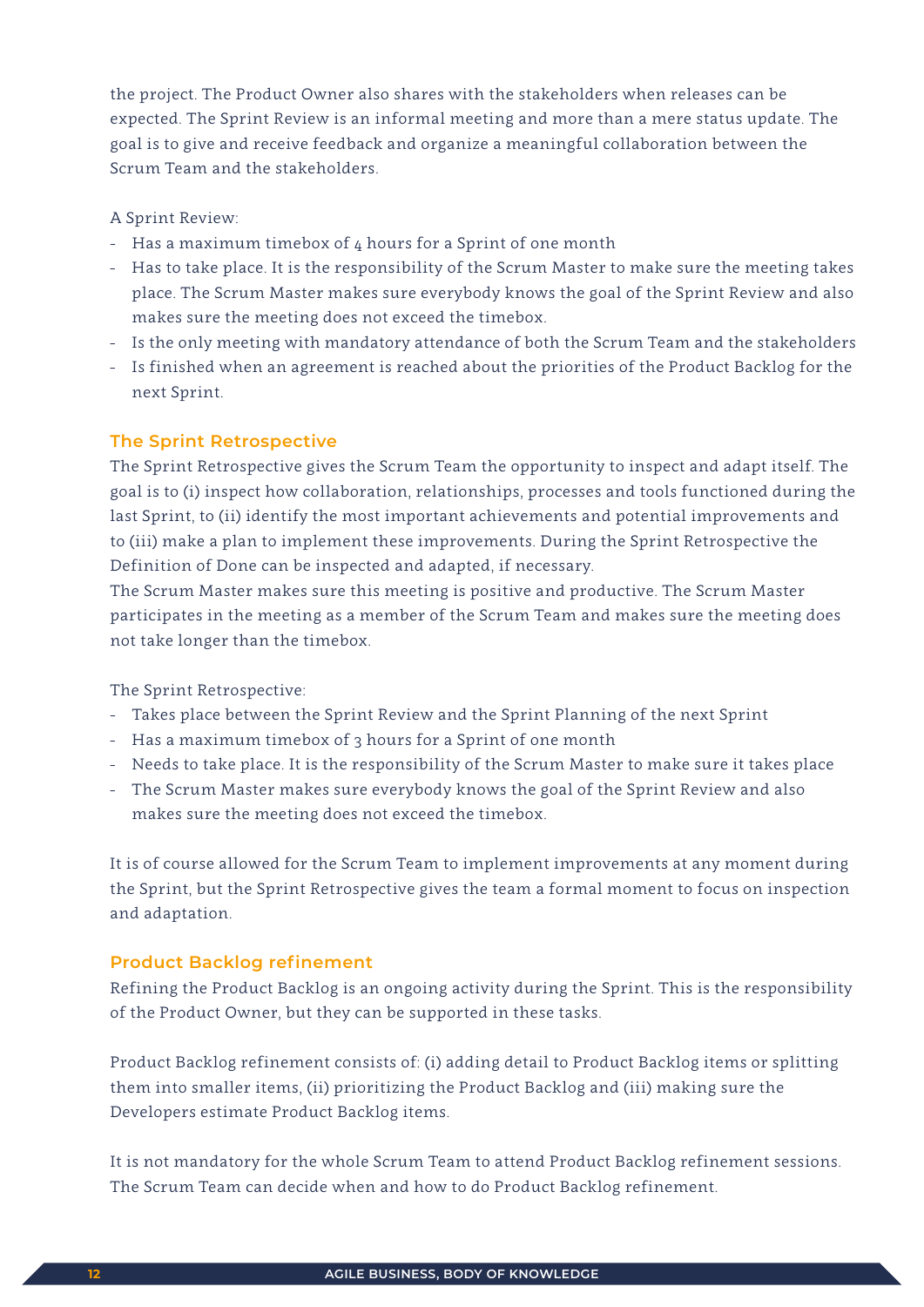the project. The Product Owner also shares with the stakeholders when releases can be expected. The Sprint Review is an informal meeting and more than a mere status update. The goal is to give and receive feedback and organize a meaningful collaboration between the Scrum Team and the stakeholders.

A Sprint Review:

- Has a maximum timebox of 4 hours for a Sprint of one month
- Has to take place. It is the responsibility of the Scrum Master to make sure the meeting takes place. The Scrum Master makes sure everybody knows the goal of the Sprint Review and also makes sure the meeting does not exceed the timebox.
- Is the only meeting with mandatory attendance of both the Scrum Team and the stakeholders
- Is finished when an agreement is reached about the priorities of the Product Backlog for the next Sprint.

## The Sprint Retrospective

The Sprint Retrospective gives the Scrum Team the opportunity to inspect and adapt itself. The goal is to (i) inspect how collaboration, relationships, processes and tools functioned during the last Sprint, to (ii) identify the most important achievements and potential improvements and to (iii) make a plan to implement these improvements. During the Sprint Retrospective the Definition of Done can be inspected and adapted, if necessary.
The Scrum Master makes sure this meeting is positive and productive. The Scrum Master participates in the meeting as a member of the Scrum Team and makes sure the meeting does not take longer than the timebox.

The Sprint Retrospective:

- Takes place between the Sprint Review and the Sprint Planning of the next Sprint
- Has a maximum timebox of 3 hours for a Sprint of one month
- Needs to take place. It is the responsibility of the Scrum Master to make sure it takes place
- The Scrum Master makes sure everybody knows the goal of the Sprint Review and also makes sure the meeting does not exceed the timebox.

It is of course allowed for the Scrum Team to implement improvements at any moment during the Sprint, but the Sprint Retrospective gives the team a formal moment to focus on inspection and adaptation.

## Product Backlog refinement

Refining the Product Backlog is an ongoing activity during the Sprint. This is the responsibility of the Product Owner, but they can be supported in these tasks.

Product Backlog refinement consists of: (i) adding detail to Product Backlog items or splitting them into smaller items, (ii) prioritizing the Product Backlog and (iii) making sure the Developers estimate Product Backlog items.

It is not mandatory for the whole Scrum Team to attend Product Backlog refinement sessions. The Scrum Team can decide when and how to do Product Backlog refinement.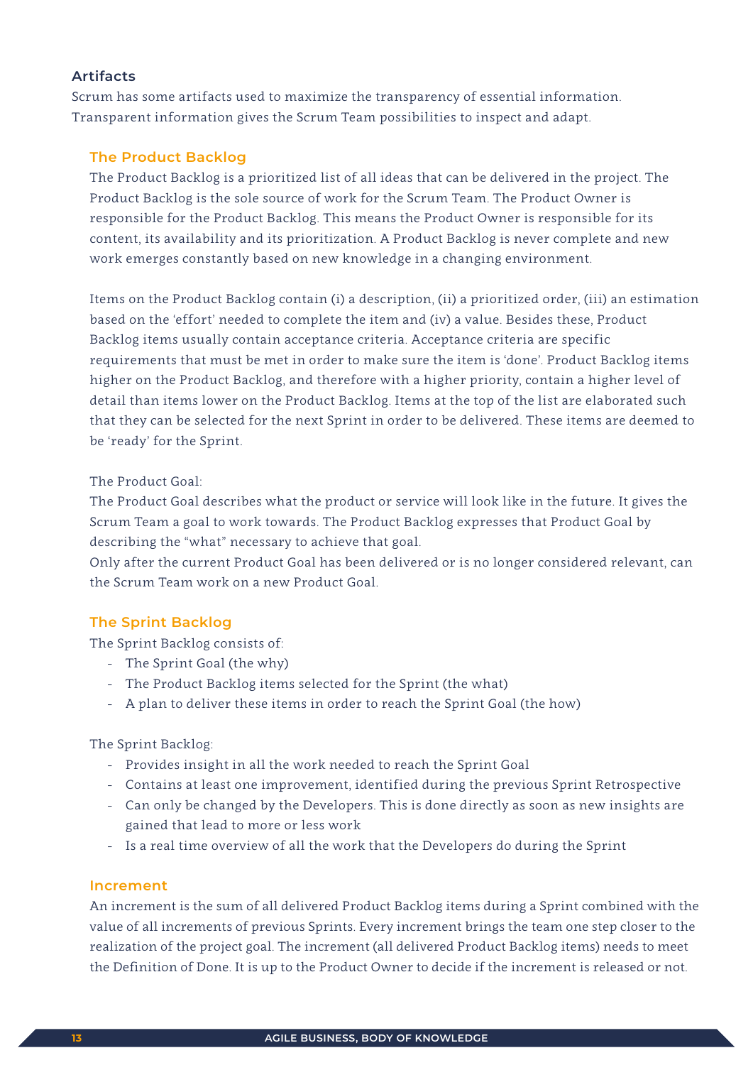## Artifacts

Scrum has some artifacts used to maximize the transparency of essential information. Transparent information gives the Scrum Team possibilities to inspect and adapt.

### The Product Backlog

The Product Backlog is a prioritized list of all ideas that can be delivered in the project. The Product Backlog is the sole source of work for the Scrum Team. The Product Owner is responsible for the Product Backlog. This means the Product Owner is responsible for its content, its availability and its prioritization. A Product Backlog is never complete and new work emerges constantly based on new knowledge in a changing environment.

Items on the Product Backlog contain (i) a description, (ii) a prioritized order, (iii) an estimation based on the 'effort' needed to complete the item and (iv) a value. Besides these, Product Backlog items usually contain acceptance criteria. Acceptance criteria are specific requirements that must be met in order to make sure the item is 'done'. Product Backlog items higher on the Product Backlog, and therefore with a higher priority, contain a higher level of detail than items lower on the Product Backlog. Items at the top of the list are elaborated such that they can be selected for the next Sprint in order to be delivered. These items are deemed to be 'ready' for the Sprint.

The Product Goal:
The Product Goal describes what the product or service will look like in the future. It gives the Scrum Team a goal to work towards. The Product Backlog expresses that Product Goal by describing the "what" necessary to achieve that goal.
Only after the current Product Goal has been delivered or is no longer considered relevant, can the Scrum Team work on a new Product Goal.

### The Sprint Backlog

The Sprint Backlog consists of:

- The Sprint Goal (the why)
- The Product Backlog items selected for the Sprint (the what)
- A plan to deliver these items in order to reach the Sprint Goal (the how)

The Sprint Backlog:

- Provides insight in all the work needed to reach the Sprint Goal
- Contains at least one improvement, identified during the previous Sprint Retrospective
- Can only be changed by the Developers. This is done directly as soon as new insights are gained that lead to more or less work
- Is a real time overview of all the work that the Developers do during the Sprint

### Increment

An increment is the sum of all delivered Product Backlog items during a Sprint combined with the value of all increments of previous Sprints. Every increment brings the team one step closer to the realization of the project goal. The increment (all delivered Product Backlog items) needs to meet the Definition of Done. It is up to the Product Owner to decide if the increment is released or not.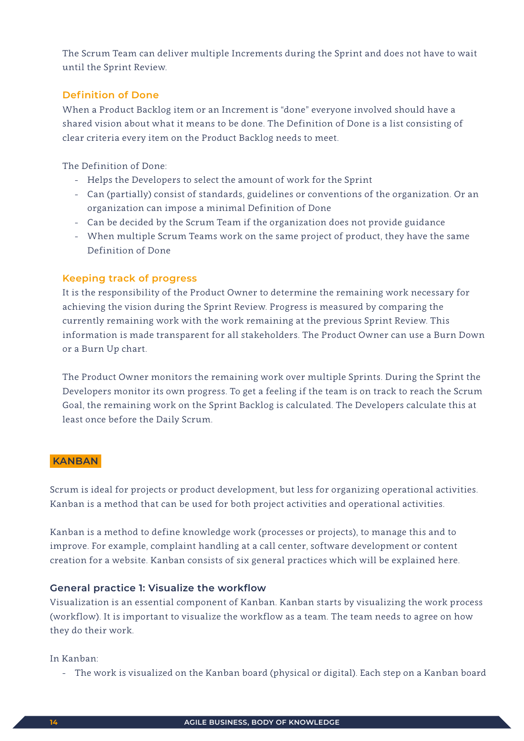The Scrum Team can deliver multiple Increments during the Sprint and does not have to wait until the Sprint Review.

### Definition of Done

When a Product Backlog item or an Increment is "done" everyone involved should have a shared vision about what it means to be done. The Definition of Done is a list consisting of clear criteria every item on the Product Backlog needs to meet.

The Definition of Done:

- Helps the Developers to select the amount of work for the Sprint
- Can (partially) consist of standards, guidelines or conventions of the organization. Or an organization can impose a minimal Definition of Done
- Can be decided by the Scrum Team if the organization does not provide guidance
- When multiple Scrum Teams work on the same project of product, they have the same Definition of Done

### Keeping track of progress

It is the responsibility of the Product Owner to determine the remaining work necessary for achieving the vision during the Sprint Review. Progress is measured by comparing the currently remaining work with the work remaining at the previous Sprint Review. This information is made transparent for all stakeholders. The Product Owner can use a Burn Down or a Burn Up chart.

The Product Owner monitors the remaining work over multiple Sprints. During the Sprint the Developers monitor its own progress. To get a feeling if the team is on track to reach the Scrum Goal, the remaining work on the Sprint Backlog is calculated. The Developers calculate this at least once before the Daily Scrum.

## KANBAN

Scrum is ideal for projects or product development, but less for organizing operational activities. Kanban is a method that can be used for both project activities and operational activities.

Kanban is a method to define knowledge work (processes or projects), to manage this and to improve. For example, complaint handling at a call center, software development or content creation for a website. Kanban consists of six general practices which will be explained here.

### General practice 1: Visualize the workflow

Visualization is an essential component of Kanban. Kanban starts by visualizing the work process (workflow). It is important to visualize the workflow as a team. The team needs to agree on how they do their work.

In Kanban:

- The work is visualized on the Kanban board (physical or digital). Each step on a Kanban board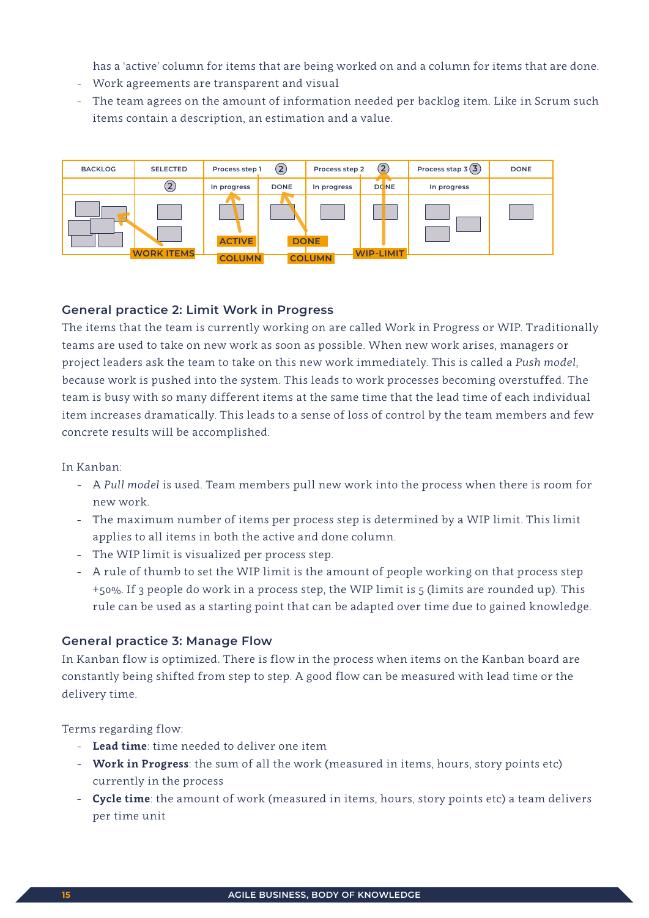has a 'active' column for items that are being worked on and a column for items that are done.
- Work agreements are transparent and visual
- The team agrees on the amount of information needed per backlog item. Like in Scrum such items contain a description, an estimation and a value.

| BACKLOG | SELECTED | Process step 1 (2) | | Process step 2 (2) | | Process stap 3 (3) | DONE |
|---|---|---|---|---|---|---|---|
| | (2) | In progress | DONE | In progress | DONE | In progress | |

WORK ITEMS · ACTIVE COLUMN · DONE COLUMN · WIP-LIMIT

### General practice 2: Limit Work in Progress

The items that the team is currently working on are called Work in Progress or WIP. Traditionally teams are used to take on new work as soon as possible. When new work arises, managers or project leaders ask the team to take on this new work immediately. This is called a *Push model*, because work is pushed into the system. This leads to work processes becoming overstuffed. The team is busy with so many different items at the same time that the lead time of each individual item increases dramatically. This leads to a sense of loss of control by the team members and few concrete results will be accomplished.

In Kanban:
- A *Pull model* is used. Team members pull new work into the process when there is room for new work.
- The maximum number of items per process step is determined by a WIP limit. This limit applies to all items in both the active and done column.
- The WIP limit is visualized per process step.
- A rule of thumb to set the WIP limit is the amount of people working on that process step +50%. If 3 people do work in a process step, the WIP limit is 5 (limits are rounded up). This rule can be used as a starting point that can be adapted over time due to gained knowledge.

### General practice 3: Manage Flow

In Kanban flow is optimized. There is flow in the process when items on the Kanban board are constantly being shifted from step to step. A good flow can be measured with lead time or the delivery time.

Terms regarding flow:
- **Lead time**: time needed to deliver one item
- **Work in Progress**: the sum of all the work (measured in items, hours, story points etc) currently in the process
- **Cycle time**: the amount of work (measured in items, hours, story points etc) a team delivers per time unit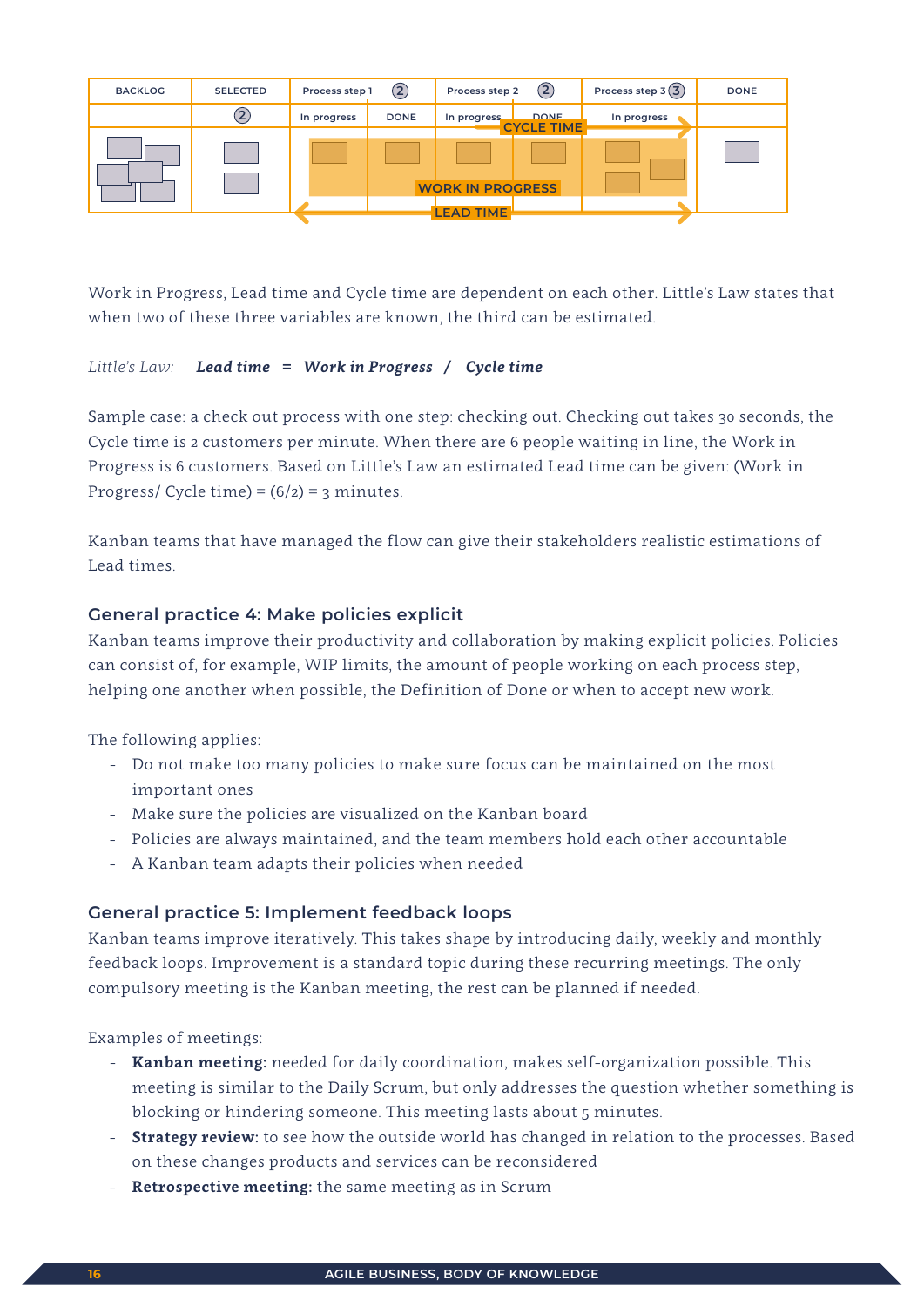| BACKLOG | SELECTED | Process step 1 (2) | | Process step 2 (2) | | Process step 3 (3) | DONE |
|---|---|---|---|---|---|---|---|
| | (2) | In progress | DONE | In progress | DONE | In progress | |

CYCLE TIME

WORK IN PROGRESS

LEAD TIME

Work in Progress, Lead time and Cycle time are dependent on each other. Little's Law states that when two of these three variables are known, the third can be estimated.

*Little's Law:* ***Lead time = Work in Progress / Cycle time***

Sample case: a check out process with one step: checking out. Checking out takes 30 seconds, the Cycle time is 2 customers per minute. When there are 6 people waiting in line, the Work in Progress is 6 customers. Based on Little's Law an estimated Lead time can be given: (Work in Progress/ Cycle time) = (6/2) = 3 minutes.

Kanban teams that have managed the flow can give their stakeholders realistic estimations of Lead times.

### General practice 4: Make policies explicit

Kanban teams improve their productivity and collaboration by making explicit policies. Policies can consist of, for example, WIP limits, the amount of people working on each process step, helping one another when possible, the Definition of Done or when to accept new work.

The following applies:

- Do not make too many policies to make sure focus can be maintained on the most important ones
- Make sure the policies are visualized on the Kanban board
- Policies are always maintained, and the team members hold each other accountable
- A Kanban team adapts their policies when needed

### General practice 5: Implement feedback loops

Kanban teams improve iteratively. This takes shape by introducing daily, weekly and monthly feedback loops. Improvement is a standard topic during these recurring meetings. The only compulsory meeting is the Kanban meeting, the rest can be planned if needed.

Examples of meetings:

- **Kanban meeting:** needed for daily coordination, makes self-organization possible. This meeting is similar to the Daily Scrum, but only addresses the question whether something is blocking or hindering someone. This meeting lasts about 5 minutes.
- **Strategy review:** to see how the outside world has changed in relation to the processes. Based on these changes products and services can be reconsidered
- **Retrospective meeting:** the same meeting as in Scrum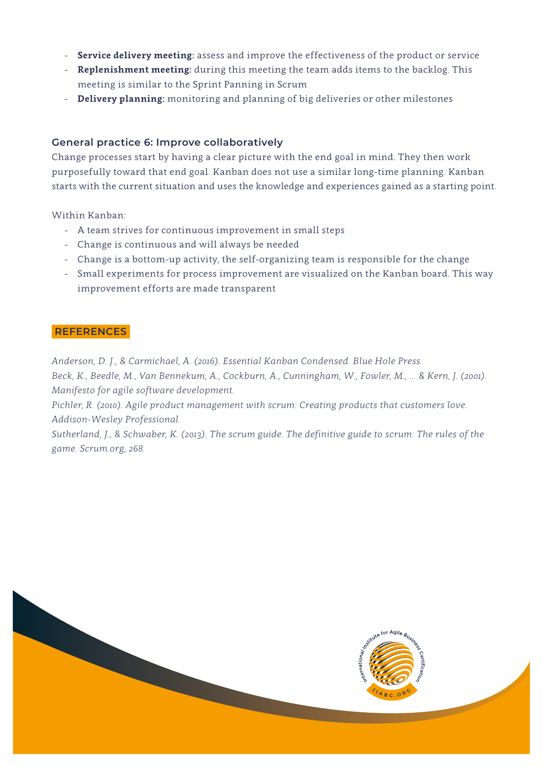- **Service delivery meeting:** assess and improve the effectiveness of the product or service
- **Replenishment meeting:** during this meeting the team adds items to the backlog. This meeting is similar to the Sprint Panning in Scrum
- **Delivery planning:** monitoring and planning of big deliveries or other milestones

### General practice 6: Improve collaboratively

Change processes start by having a clear picture with the end goal in mind. They then work purposefully toward that end goal. Kanban does not use a similar long-time planning. Kanban starts with the current situation and uses the knowledge and experiences gained as a starting point.

Within Kanban:

- A team strives for continuous improvement in small steps
- Change is continuous and will always be needed
- Change is a bottom-up activity, the self-organizing team is responsible for the change
- Small experiments for process improvement are visualized on the Kanban board. This way improvement efforts are made transparent

## REFERENCES

*Anderson, D. J., & Carmichael, A. (2016). Essential Kanban Condensed. Blue Hole Press.*
*Beck, K., Beedle, M., Van Bennekum, A., Cockburn, A., Cunningham, W., Fowler, M., ... & Kern, J. (2001). Manifesto for agile software development.*
*Pichler, R. (2010). Agile product management with scrum: Creating products that customers love. Addison-Wesley Professional.*
*Sutherland, J., & Schwaber, K. (2013). The scrum guide. The definitive guide to scrum: The rules of the game. Scrum.org, 268.*